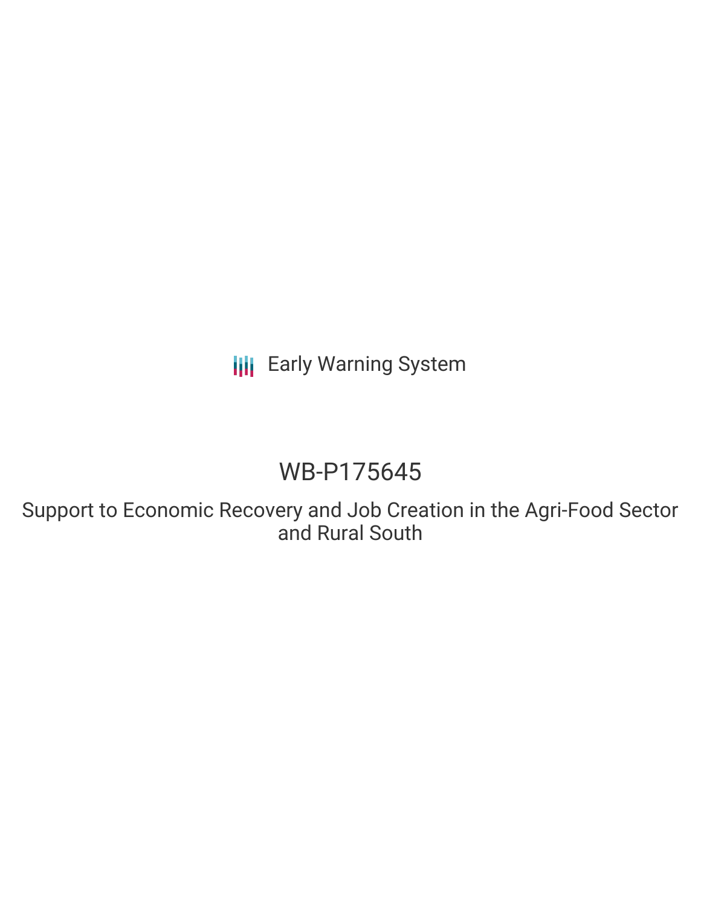Early Warning System

# WB-P175645

## Support to Economic Recovery and Job Creation in the Agri-Food Sector and Rural South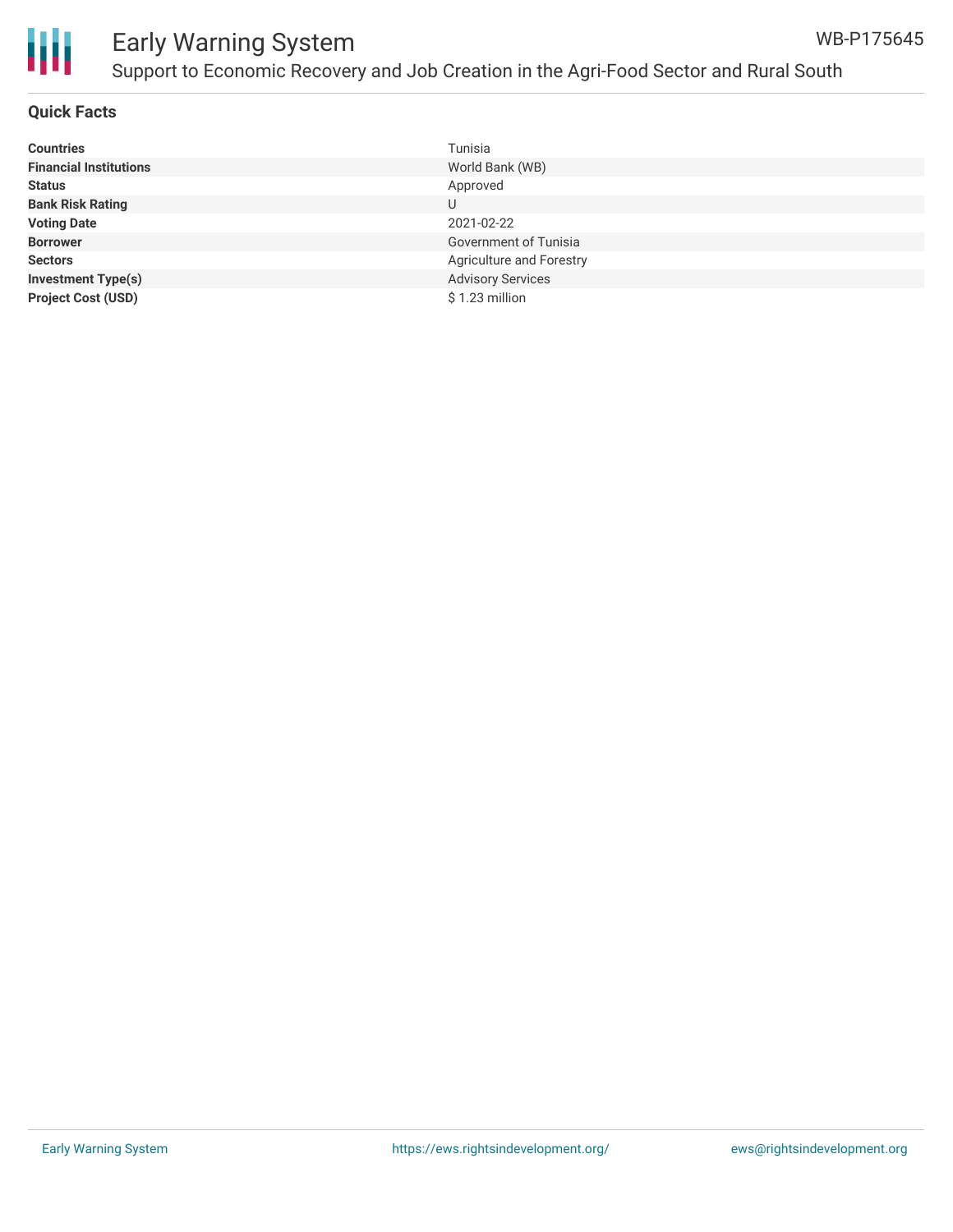## Quick Facts

| | |
|---|---|
| **Countries** | Tunisia |
| **Financial Institutions** | World Bank (WB) |
| **Status** | Approved |
| **Bank Risk Rating** | U |
| **Voting Date** | 2021-02-22 |
| **Borrower** | Government of Tunisia |
| **Sectors** | Agriculture and Forestry |
| **Investment Type(s)** | Advisory Services |
| **Project Cost (USD)** | $ 1.23 million |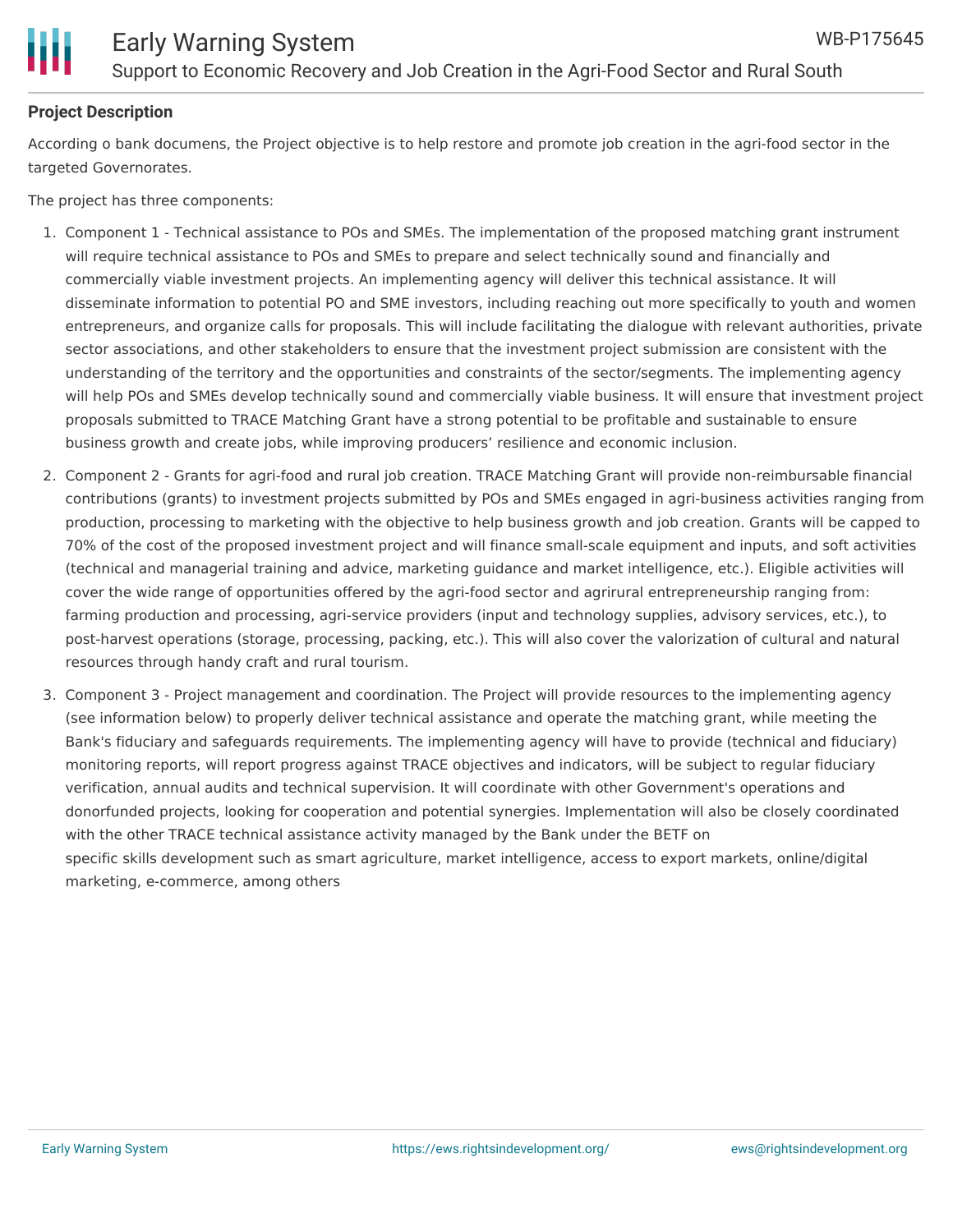**Project Description**

According o bank documens, the Project objective is to help restore and promote job creation in the agri-food sector in the targeted Governorates.

The project has three components:

1. Component 1 - Technical assistance to POs and SMEs. The implementation of the proposed matching grant instrument will require technical assistance to POs and SMEs to prepare and select technically sound and financially and commercially viable investment projects. An implementing agency will deliver this technical assistance. It will disseminate information to potential PO and SME investors, including reaching out more specifically to youth and women entrepreneurs, and organize calls for proposals. This will include facilitating the dialogue with relevant authorities, private sector associations, and other stakeholders to ensure that the investment project submission are consistent with the understanding of the territory and the opportunities and constraints of the sector/segments. The implementing agency will help POs and SMEs develop technically sound and commercially viable business. It will ensure that investment project proposals submitted to TRACE Matching Grant have a strong potential to be profitable and sustainable to ensure business growth and create jobs, while improving producers' resilience and economic inclusion.
2. Component 2 - Grants for agri-food and rural job creation. TRACE Matching Grant will provide non-reimbursable financial contributions (grants) to investment projects submitted by POs and SMEs engaged in agri-business activities ranging from production, processing to marketing with the objective to help business growth and job creation. Grants will be capped to 70% of the cost of the proposed investment project and will finance small-scale equipment and inputs, and soft activities (technical and managerial training and advice, marketing guidance and market intelligence, etc.). Eligible activities will cover the wide range of opportunities offered by the agri-food sector and agrirural entrepreneurship ranging from: farming production and processing, agri-service providers (input and technology supplies, advisory services, etc.), to post-harvest operations (storage, processing, packing, etc.). This will also cover the valorization of cultural and natural resources through handy craft and rural tourism.
3. Component 3 - Project management and coordination. The Project will provide resources to the implementing agency (see information below) to properly deliver technical assistance and operate the matching grant, while meeting the Bank's fiduciary and safeguards requirements. The implementing agency will have to provide (technical and fiduciary) monitoring reports, will report progress against TRACE objectives and indicators, will be subject to regular fiduciary verification, annual audits and technical supervision. It will coordinate with other Government's operations and donorfunded projects, looking for cooperation and potential synergies. Implementation will also be closely coordinated with the other TRACE technical assistance activity managed by the Bank under the BETF on specific skills development such as smart agriculture, market intelligence, access to export markets, online/digital marketing, e-commerce, among others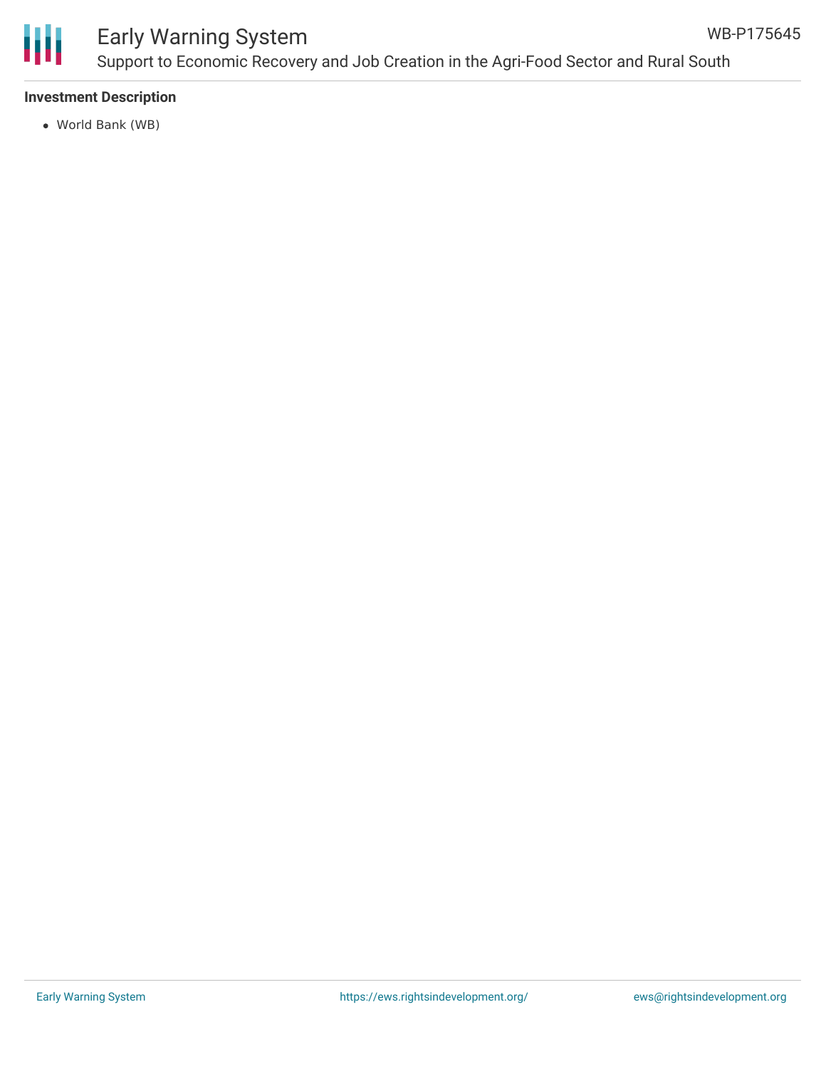### Investment Description

- World Bank (WB)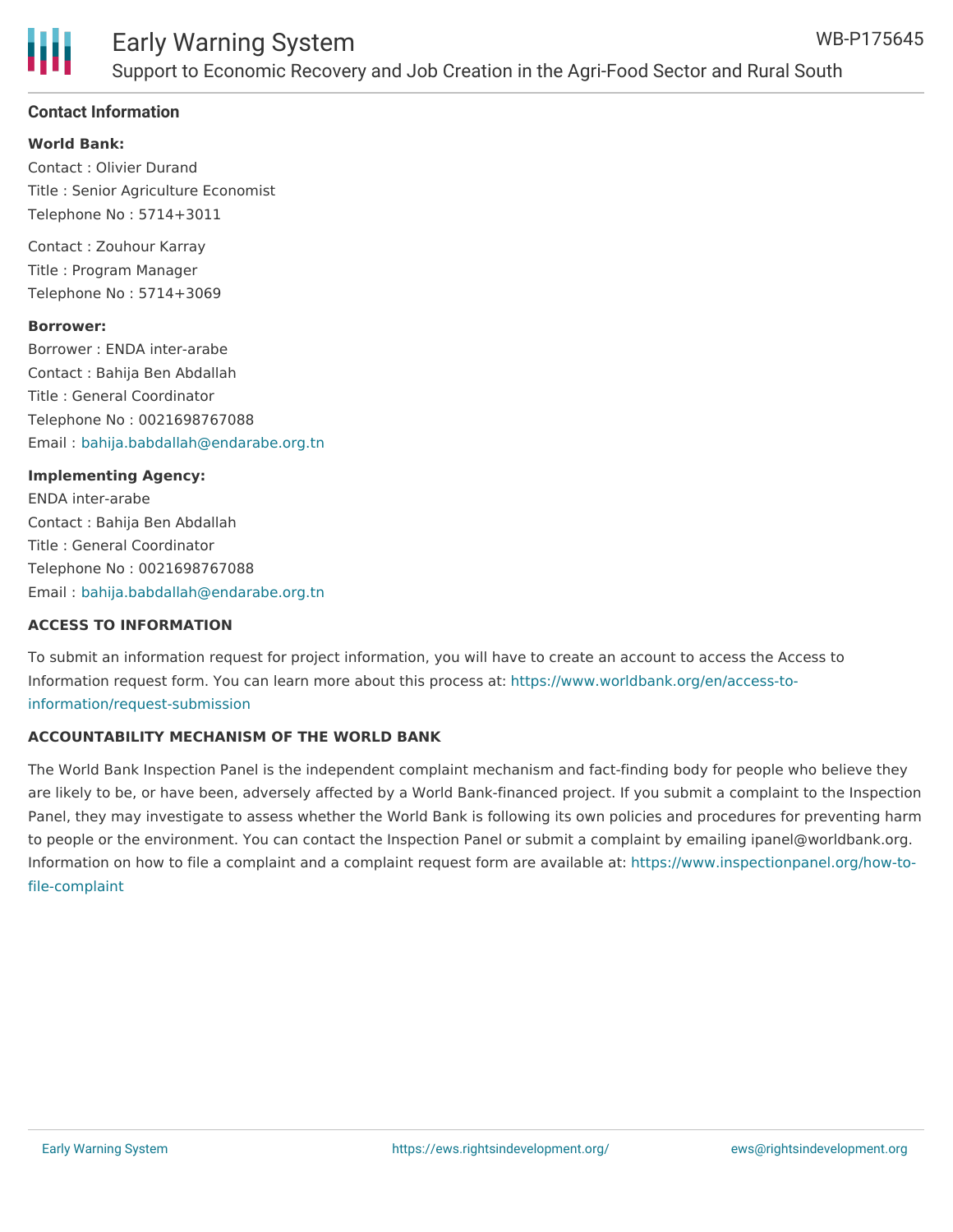## Contact Information

**World Bank:**

Contact : Olivier Durand
Title : Senior Agriculture Economist
Telephone No : 5714+3011

Contact : Zouhour Karray
Title : Program Manager
Telephone No : 5714+3069

**Borrower:**

Borrower : ENDA inter-arabe
Contact : Bahija Ben Abdallah
Title : General Coordinator
Telephone No : 0021698767088
Email : bahija.babdallah@endarabe.org.tn

**Implementing Agency:**

ENDA inter-arabe
Contact : Bahija Ben Abdallah
Title : General Coordinator
Telephone No : 0021698767088
Email : bahija.babdallah@endarabe.org.tn

### ACCESS TO INFORMATION

To submit an information request for project information, you will have to create an account to access the Access to Information request form. You can learn more about this process at: https://www.worldbank.org/en/access-to-information/request-submission

### ACCOUNTABILITY MECHANISM OF THE WORLD BANK

The World Bank Inspection Panel is the independent complaint mechanism and fact-finding body for people who believe they are likely to be, or have been, adversely affected by a World Bank-financed project. If you submit a complaint to the Inspection Panel, they may investigate to assess whether the World Bank is following its own policies and procedures for preventing harm to people or the environment. You can contact the Inspection Panel or submit a complaint by emailing ipanel@worldbank.org. Information on how to file a complaint and a complaint request form are available at: https://www.inspectionpanel.org/how-to-file-complaint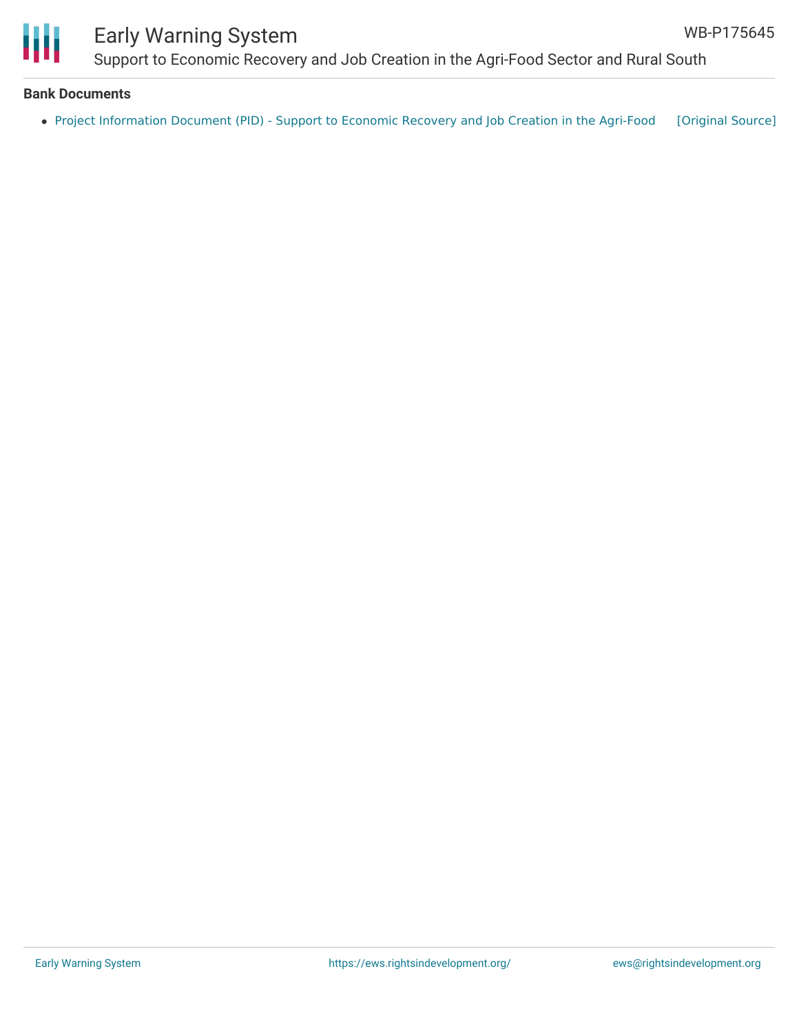## Bank Documents

- Project Information Document (PID) - Support to Economic Recovery and Job Creation in the Agri-Food [Original Source]